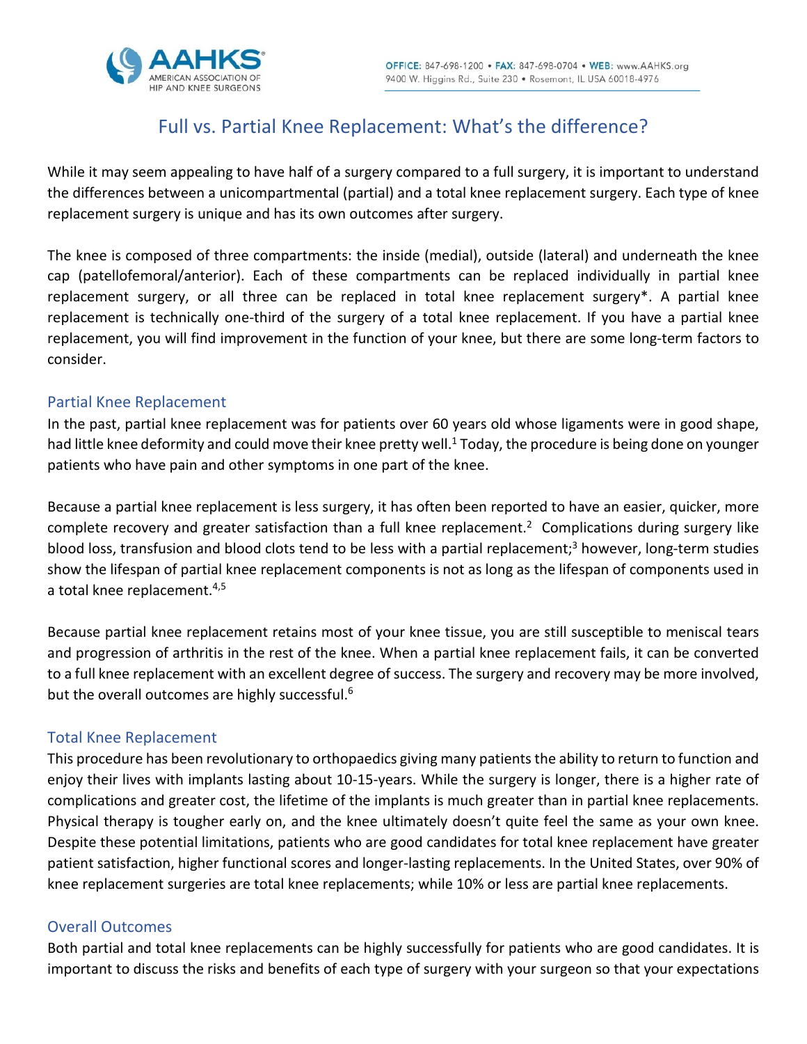# Full vs. Partial Knee Replacement: What's the difference?

While it may seem appealing to have half of a surgery compared to a full surgery, it is important to understand the differences between a unicompartmental (partial) and a total knee replacement surgery. Each type of knee replacement surgery is unique and has its own outcomes after surgery.

The knee is composed of three compartments: the inside (medial), outside (lateral) and underneath the knee cap (patellofemoral/anterior). Each of these compartments can be replaced individually in partial knee replacement surgery, or all three can be replaced in total knee replacement surgery*. A partial knee replacement is technically one-third of the surgery of a total knee replacement. If you have a partial knee replacement, you will find improvement in the function of your knee, but there are some long-term factors to consider.

## Partial Knee Replacement

In the past, partial knee replacement was for patients over 60 years old whose ligaments were in good shape, had little knee deformity and could move their knee pretty well.[1] Today, the procedure is being done on younger patients who have pain and other symptoms in one part of the knee.

Because a partial knee replacement is less surgery, it has often been reported to have an easier, quicker, more complete recovery and greater satisfaction than a full knee replacement.[2] Complications during surgery like blood loss, transfusion and blood clots tend to be less with a partial replacement;[3] however, long-term studies show the lifespan of partial knee replacement components is not as long as the lifespan of components used in a total knee replacement.[4,5]

Because partial knee replacement retains most of your knee tissue, you are still susceptible to meniscal tears and progression of arthritis in the rest of the knee. When a partial knee replacement fails, it can be converted to a full knee replacement with an excellent degree of success. The surgery and recovery may be more involved, but the overall outcomes are highly successful.[6]

## Total Knee Replacement

This procedure has been revolutionary to orthopaedics giving many patients the ability to return to function and enjoy their lives with implants lasting about 10-15-years. While the surgery is longer, there is a higher rate of complications and greater cost, the lifetime of the implants is much greater than in partial knee replacements. Physical therapy is tougher early on, and the knee ultimately doesn't quite feel the same as your own knee. Despite these potential limitations, patients who are good candidates for total knee replacement have greater patient satisfaction, higher functional scores and longer-lasting replacements. In the United States, over 90% of knee replacement surgeries are total knee replacements; while 10% or less are partial knee replacements.

## Overall Outcomes

Both partial and total knee replacements can be highly successfully for patients who are good candidates. It is important to discuss the risks and benefits of each type of surgery with your surgeon so that your expectations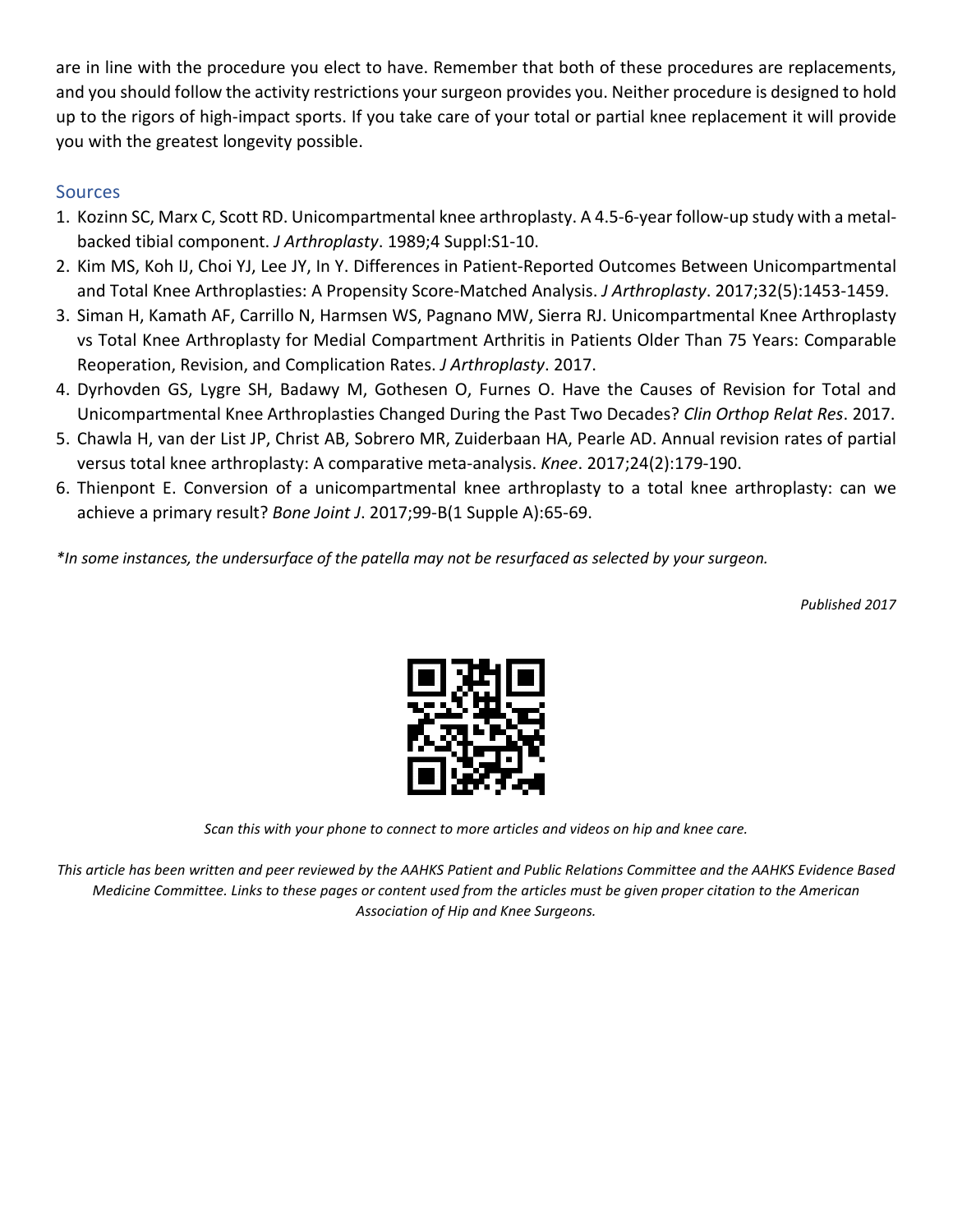are in line with the procedure you elect to have. Remember that both of these procedures are replacements, and you should follow the activity restrictions your surgeon provides you. Neither procedure is designed to hold up to the rigors of high-impact sports. If you take care of your total or partial knee replacement it will provide you with the greatest longevity possible.

## Sources

1. Kozinn SC, Marx C, Scott RD. Unicompartmental knee arthroplasty. A 4.5-6-year follow-up study with a metal-backed tibial component. *J Arthroplasty*. 1989;4 Suppl:S1-10.
2. Kim MS, Koh IJ, Choi YJ, Lee JY, In Y. Differences in Patient-Reported Outcomes Between Unicompartmental and Total Knee Arthroplasties: A Propensity Score-Matched Analysis. *J Arthroplasty*. 2017;32(5):1453-1459.
3. Siman H, Kamath AF, Carrillo N, Harmsen WS, Pagnano MW, Sierra RJ. Unicompartmental Knee Arthroplasty vs Total Knee Arthroplasty for Medial Compartment Arthritis in Patients Older Than 75 Years: Comparable Reoperation, Revision, and Complication Rates. *J Arthroplasty*. 2017.
4. Dyrhovden GS, Lygre SH, Badawy M, Gothesen O, Furnes O. Have the Causes of Revision for Total and Unicompartmental Knee Arthroplasties Changed During the Past Two Decades? *Clin Orthop Relat Res*. 2017.
5. Chawla H, van der List JP, Christ AB, Sobrero MR, Zuiderbaan HA, Pearle AD. Annual revision rates of partial versus total knee arthroplasty: A comparative meta-analysis. *Knee*. 2017;24(2):179-190.
6. Thienpont E. Conversion of a unicompartmental knee arthroplasty to a total knee arthroplasty: can we achieve a primary result? *Bone Joint J*. 2017;99-B(1 Supple A):65-69.

*\*In some instances, the undersurface of the patella may not be resurfaced as selected by your surgeon.*

*Published 2017*

*Scan this with your phone to connect to more articles and videos on hip and knee care.*

*This article has been written and peer reviewed by the AAHKS Patient and Public Relations Committee and the AAHKS Evidence Based Medicine Committee. Links to these pages or content used from the articles must be given proper citation to the American Association of Hip and Knee Surgeons.*